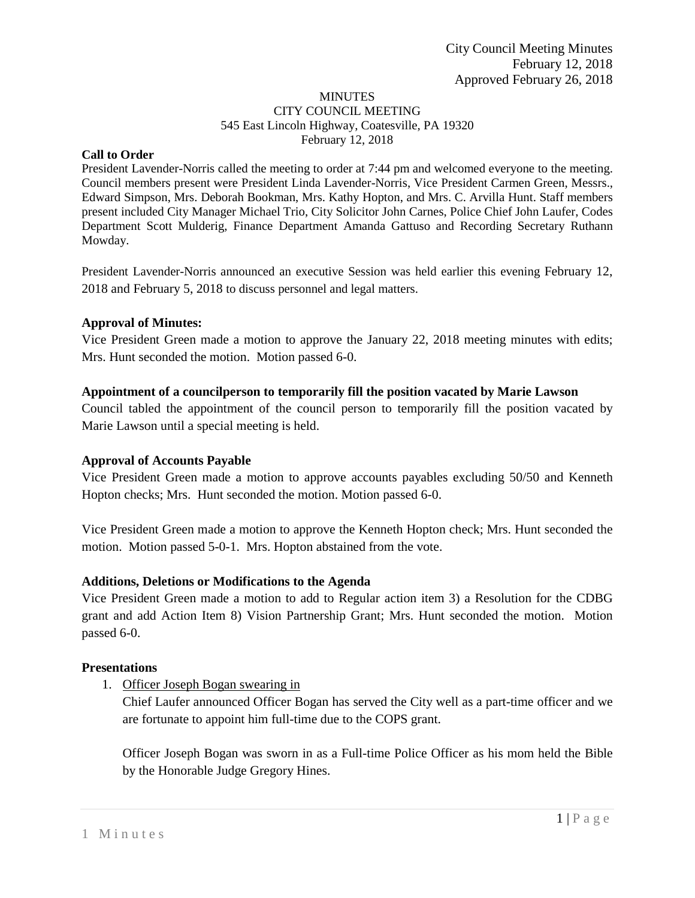City Council Meeting Minutes
February 12, 2018
Approved February 26, 2018

MINUTES
CITY COUNCIL MEETING
545 East Lincoln Highway, Coatesville, PA 19320
February 12, 2018

**Call to Order**

President Lavender-Norris called the meeting to order at 7:44 pm and welcomed everyone to the meeting. Council members present were President Linda Lavender-Norris, Vice President Carmen Green, Messrs., Edward Simpson, Mrs. Deborah Bookman, Mrs. Kathy Hopton, and Mrs. C. Arvilla Hunt. Staff members present included City Manager Michael Trio, City Solicitor John Carnes, Police Chief John Laufer, Codes Department Scott Mulderig, Finance Department Amanda Gattuso and Recording Secretary Ruthann Mowday.

President Lavender-Norris announced an executive Session was held earlier this evening February 12, 2018 and February 5, 2018 to discuss personnel and legal matters.

**Approval of Minutes:**

Vice President Green made a motion to approve the January 22, 2018 meeting minutes with edits; Mrs. Hunt seconded the motion. Motion passed 6-0.

**Appointment of a councilperson to temporarily fill the position vacated by Marie Lawson**

Council tabled the appointment of the council person to temporarily fill the position vacated by Marie Lawson until a special meeting is held.

**Approval of Accounts Payable**

Vice President Green made a motion to approve accounts payables excluding 50/50 and Kenneth Hopton checks; Mrs. Hunt seconded the motion. Motion passed 6-0.

Vice President Green made a motion to approve the Kenneth Hopton check; Mrs. Hunt seconded the motion. Motion passed 5-0-1. Mrs. Hopton abstained from the vote.

**Additions, Deletions or Modifications to the Agenda**

Vice President Green made a motion to add to Regular action item 3) a Resolution for the CDBG grant and add Action Item 8) Vision Partnership Grant; Mrs. Hunt seconded the motion. Motion passed 6-0.

**Presentations**

1. Officer Joseph Bogan swearing in

   Chief Laufer announced Officer Bogan has served the City well as a part-time officer and we are fortunate to appoint him full-time due to the COPS grant.

   Officer Joseph Bogan was sworn in as a Full-time Police Officer as his mom held the Bible by the Honorable Judge Gregory Hines.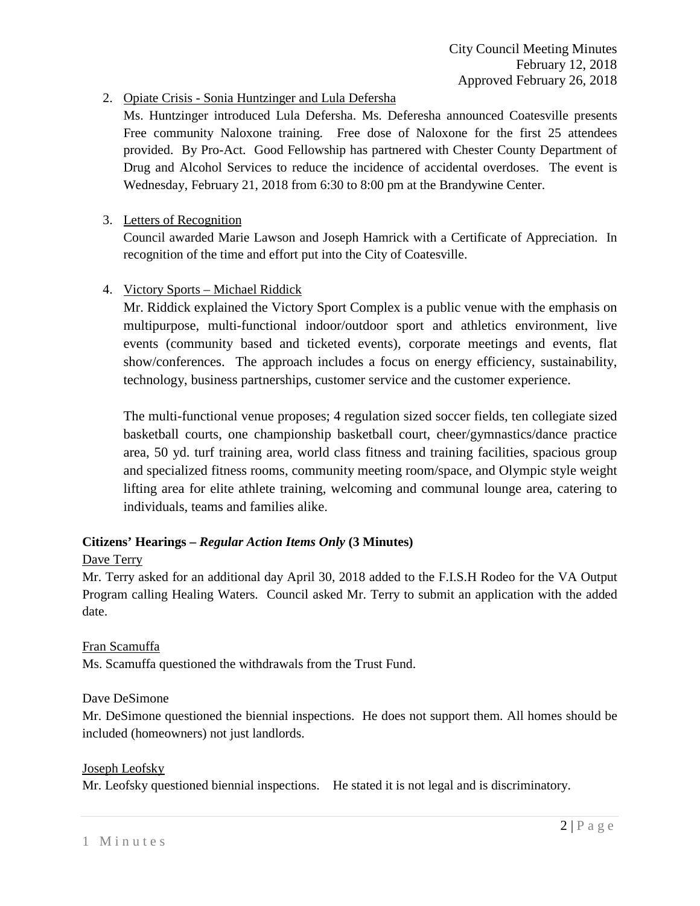2. Opiate Crisis - Sonia Huntzinger and Lula Defersha

   Ms. Huntzinger introduced Lula Defersha. Ms. Deferesha announced Coatesville presents Free community Naloxone training. Free dose of Naloxone for the first 25 attendees provided. By Pro-Act. Good Fellowship has partnered with Chester County Department of Drug and Alcohol Services to reduce the incidence of accidental overdoses. The event is Wednesday, February 21, 2018 from 6:30 to 8:00 pm at the Brandywine Center.

3. Letters of Recognition

   Council awarded Marie Lawson and Joseph Hamrick with a Certificate of Appreciation. In recognition of the time and effort put into the City of Coatesville.

4. Victory Sports – Michael Riddick

   Mr. Riddick explained the Victory Sport Complex is a public venue with the emphasis on multipurpose, multi-functional indoor/outdoor sport and athletics environment, live events (community based and ticketed events), corporate meetings and events, flat show/conferences. The approach includes a focus on energy efficiency, sustainability, technology, business partnerships, customer service and the customer experience.

   The multi-functional venue proposes; 4 regulation sized soccer fields, ten collegiate sized basketball courts, one championship basketball court, cheer/gymnastics/dance practice area, 50 yd. turf training area, world class fitness and training facilities, spacious group and specialized fitness rooms, community meeting room/space, and Olympic style weight lifting area for elite athlete training, welcoming and communal lounge area, catering to individuals, teams and families alike.

**Citizens' Hearings –** ***Regular Action Items Only*** **(3 Minutes)**

Dave Terry

Mr. Terry asked for an additional day April 30, 2018 added to the F.I.S.H Rodeo for the VA Output Program calling Healing Waters. Council asked Mr. Terry to submit an application with the added date.

Fran Scamuffa

Ms. Scamuffa questioned the withdrawals from the Trust Fund.

Dave DeSimone

Mr. DeSimone questioned the biennial inspections. He does not support them. All homes should be included (homeowners) not just landlords.

Joseph Leofsky

Mr. Leofsky questioned biennial inspections. He stated it is not legal and is discriminatory.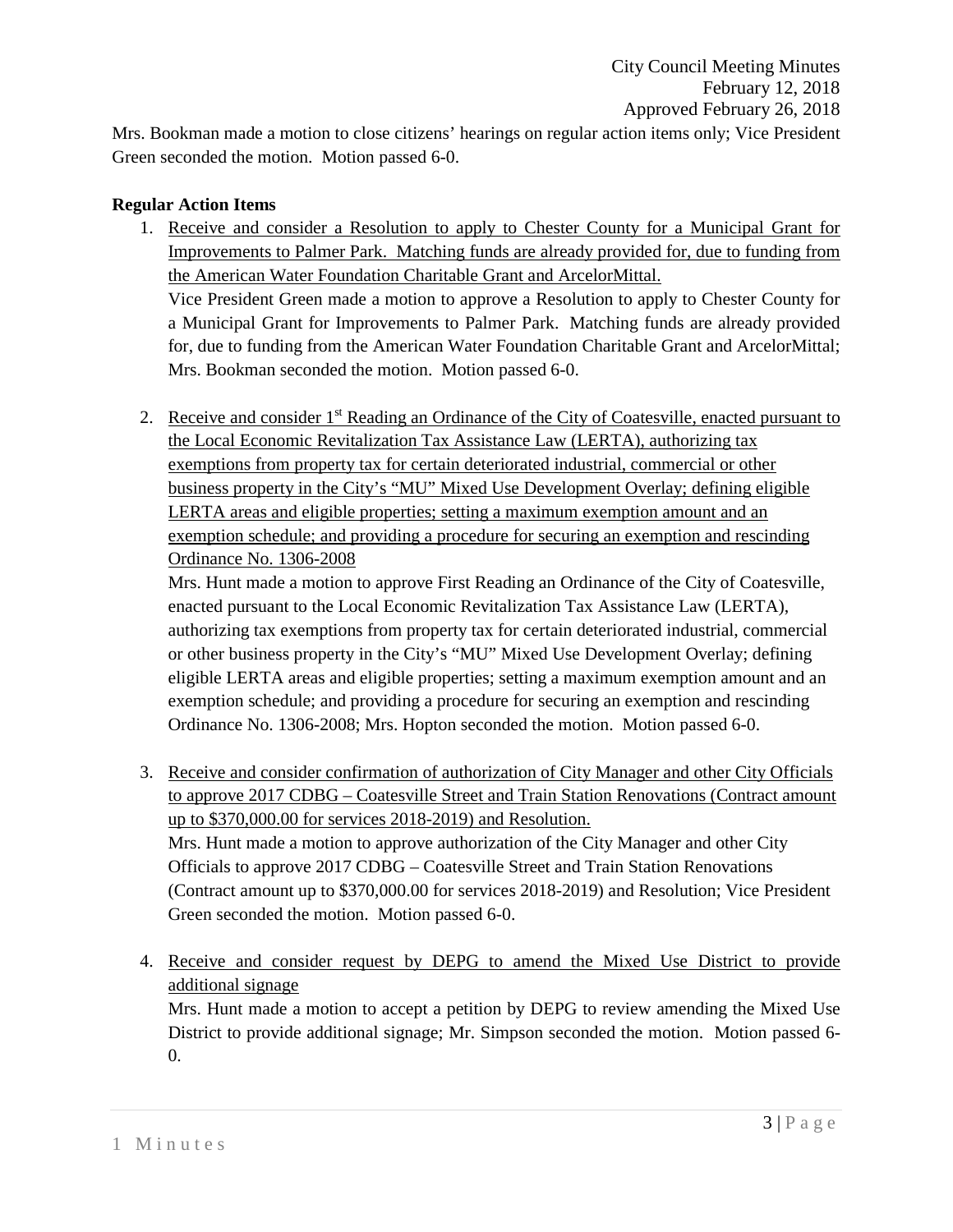Mrs. Bookman made a motion to close citizens' hearings on regular action items only; Vice President Green seconded the motion. Motion passed 6-0.

**Regular Action Items**

1. Receive and consider a Resolution to apply to Chester County for a Municipal Grant for Improvements to Palmer Park. Matching funds are already provided for, due to funding from the American Water Foundation Charitable Grant and ArcelorMittal.
   Vice President Green made a motion to approve a Resolution to apply to Chester County for a Municipal Grant for Improvements to Palmer Park. Matching funds are already provided for, due to funding from the American Water Foundation Charitable Grant and ArcelorMittal; Mrs. Bookman seconded the motion. Motion passed 6-0.

2. Receive and consider 1st Reading an Ordinance of the City of Coatesville, enacted pursuant to the Local Economic Revitalization Tax Assistance Law (LERTA), authorizing tax exemptions from property tax for certain deteriorated industrial, commercial or other business property in the City's "MU" Mixed Use Development Overlay; defining eligible LERTA areas and eligible properties; setting a maximum exemption amount and an exemption schedule; and providing a procedure for securing an exemption and rescinding Ordinance No. 1306-2008
   Mrs. Hunt made a motion to approve First Reading an Ordinance of the City of Coatesville, enacted pursuant to the Local Economic Revitalization Tax Assistance Law (LERTA), authorizing tax exemptions from property tax for certain deteriorated industrial, commercial or other business property in the City's "MU" Mixed Use Development Overlay; defining eligible LERTA areas and eligible properties; setting a maximum exemption amount and an exemption schedule; and providing a procedure for securing an exemption and rescinding Ordinance No. 1306-2008; Mrs. Hopton seconded the motion. Motion passed 6-0.

3. Receive and consider confirmation of authorization of City Manager and other City Officials to approve 2017 CDBG – Coatesville Street and Train Station Renovations (Contract amount up to $370,000.00 for services 2018-2019) and Resolution.
   Mrs. Hunt made a motion to approve authorization of the City Manager and other City Officials to approve 2017 CDBG – Coatesville Street and Train Station Renovations (Contract amount up to $370,000.00 for services 2018-2019) and Resolution; Vice President Green seconded the motion. Motion passed 6-0.

4. Receive and consider request by DEPG to amend the Mixed Use District to provide additional signage
   Mrs. Hunt made a motion to accept a petition by DEPG to review amending the Mixed Use District to provide additional signage; Mr. Simpson seconded the motion. Motion passed 6-0.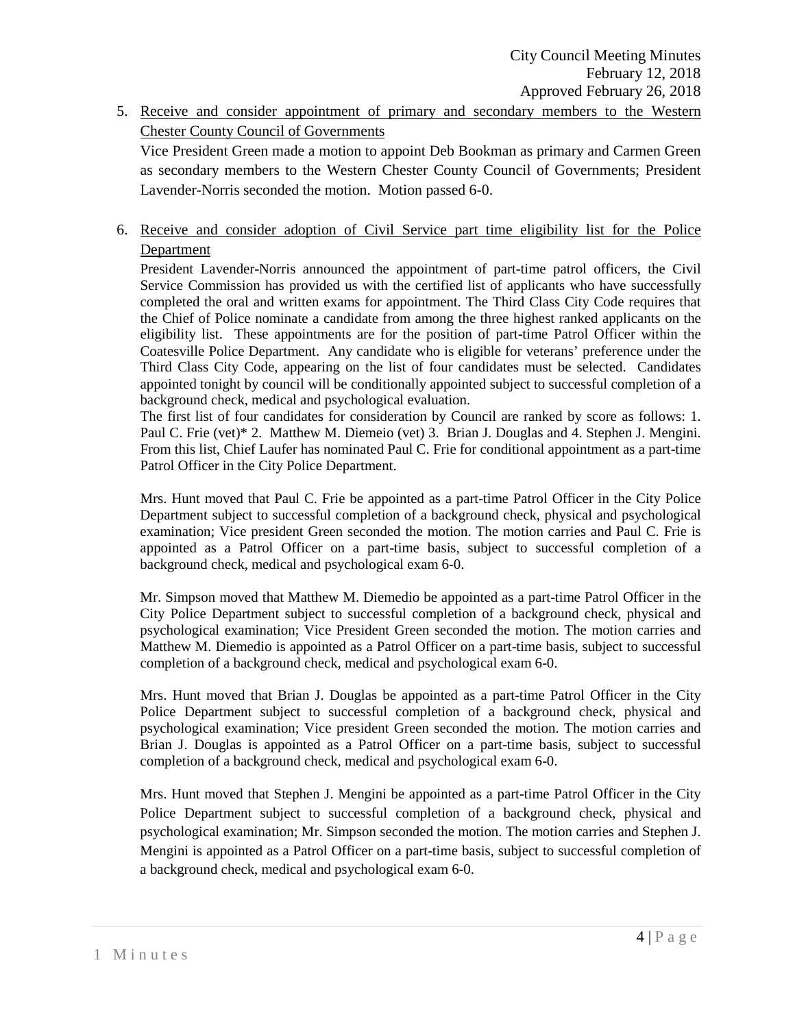5. <u>Receive and consider appointment of primary and secondary members to the Western Chester County Council of Governments</u>

   Vice President Green made a motion to appoint Deb Bookman as primary and Carmen Green as secondary members to the Western Chester County Council of Governments; President Lavender-Norris seconded the motion. Motion passed 6-0.

6. <u>Receive and consider adoption of Civil Service part time eligibility list for the Police Department</u>

   President Lavender-Norris announced the appointment of part-time patrol officers, the Civil Service Commission has provided us with the certified list of applicants who have successfully completed the oral and written exams for appointment. The Third Class City Code requires that the Chief of Police nominate a candidate from among the three highest ranked applicants on the eligibility list. These appointments are for the position of part-time Patrol Officer within the Coatesville Police Department. Any candidate who is eligible for veterans' preference under the Third Class City Code, appearing on the list of four candidates must be selected. Candidates appointed tonight by council will be conditionally appointed subject to successful completion of a background check, medical and psychological evaluation.

   The first list of four candidates for consideration by Council are ranked by score as follows: 1. Paul C. Frie (vet)* 2. Matthew M. Diemeio (vet) 3. Brian J. Douglas and 4. Stephen J. Mengini. From this list, Chief Laufer has nominated Paul C. Frie for conditional appointment as a part-time Patrol Officer in the City Police Department.

   Mrs. Hunt moved that Paul C. Frie be appointed as a part-time Patrol Officer in the City Police Department subject to successful completion of a background check, physical and psychological examination; Vice president Green seconded the motion. The motion carries and Paul C. Frie is appointed as a Patrol Officer on a part-time basis, subject to successful completion of a background check, medical and psychological exam 6-0.

   Mr. Simpson moved that Matthew M. Diemedio be appointed as a part-time Patrol Officer in the City Police Department subject to successful completion of a background check, physical and psychological examination; Vice President Green seconded the motion. The motion carries and Matthew M. Diemedio is appointed as a Patrol Officer on a part-time basis, subject to successful completion of a background check, medical and psychological exam 6-0.

   Mrs. Hunt moved that Brian J. Douglas be appointed as a part-time Patrol Officer in the City Police Department subject to successful completion of a background check, physical and psychological examination; Vice president Green seconded the motion. The motion carries and Brian J. Douglas is appointed as a Patrol Officer on a part-time basis, subject to successful completion of a background check, medical and psychological exam 6-0.

   Mrs. Hunt moved that Stephen J. Mengini be appointed as a part-time Patrol Officer in the City Police Department subject to successful completion of a background check, physical and psychological examination; Mr. Simpson seconded the motion. The motion carries and Stephen J. Mengini is appointed as a Patrol Officer on a part-time basis, subject to successful completion of a background check, medical and psychological exam 6-0.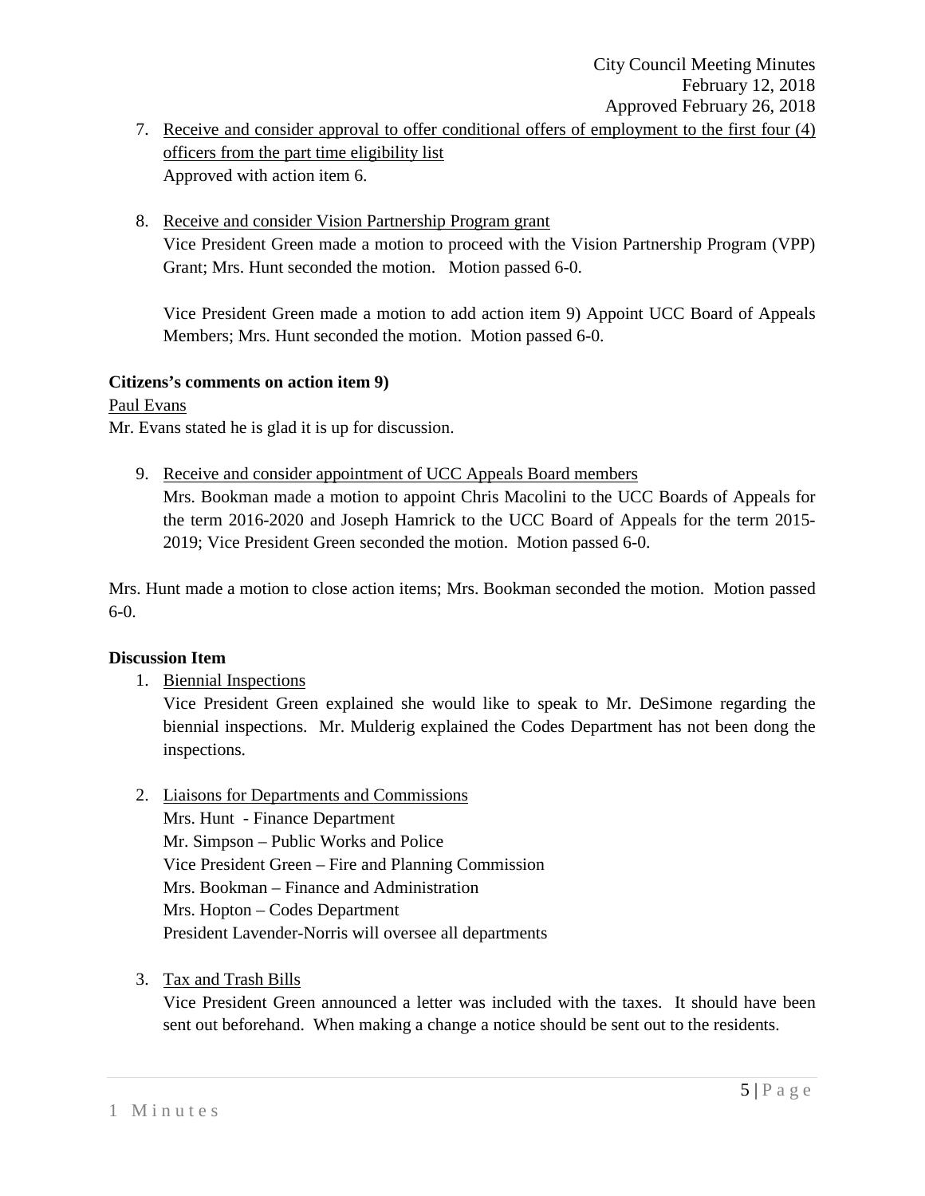7. Receive and consider approval to offer conditional offers of employment to the first four (4) officers from the part time eligibility list
   Approved with action item 6.

8. Receive and consider Vision Partnership Program grant
   Vice President Green made a motion to proceed with the Vision Partnership Program (VPP) Grant; Mrs. Hunt seconded the motion. Motion passed 6-0.

   Vice President Green made a motion to add action item 9) Appoint UCC Board of Appeals Members; Mrs. Hunt seconded the motion. Motion passed 6-0.

**Citizens's comments on action item 9)**

Paul Evans

Mr. Evans stated he is glad it is up for discussion.

9. Receive and consider appointment of UCC Appeals Board members
   Mrs. Bookman made a motion to appoint Chris Macolini to the UCC Boards of Appeals for the term 2016-2020 and Joseph Hamrick to the UCC Board of Appeals for the term 2015-2019; Vice President Green seconded the motion. Motion passed 6-0.

Mrs. Hunt made a motion to close action items; Mrs. Bookman seconded the motion. Motion passed 6-0.

**Discussion Item**

1. Biennial Inspections
   Vice President Green explained she would like to speak to Mr. DeSimone regarding the biennial inspections. Mr. Mulderig explained the Codes Department has not been dong the inspections.

2. Liaisons for Departments and Commissions
   Mrs. Hunt - Finance Department
   Mr. Simpson – Public Works and Police
   Vice President Green – Fire and Planning Commission
   Mrs. Bookman – Finance and Administration
   Mrs. Hopton – Codes Department
   President Lavender-Norris will oversee all departments

3. Tax and Trash Bills
   Vice President Green announced a letter was included with the taxes. It should have been sent out beforehand. When making a change a notice should be sent out to the residents.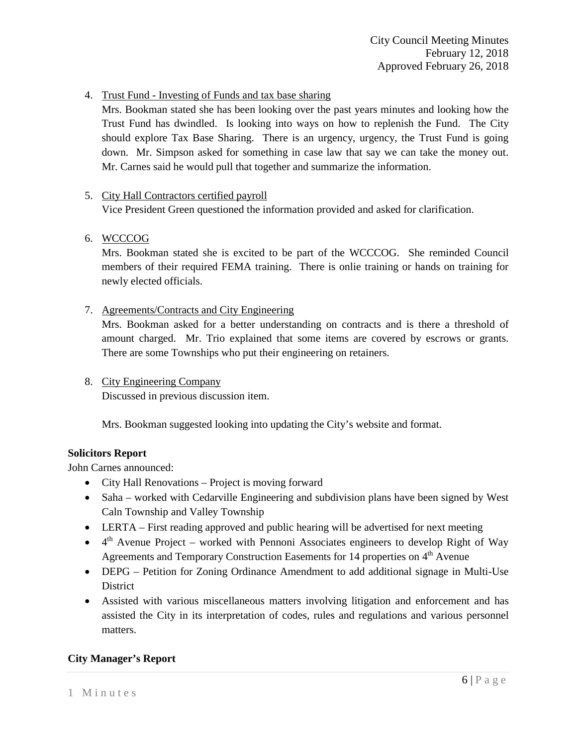4. Trust Fund - Investing of Funds and tax base sharing
   Mrs. Bookman stated she has been looking over the past years minutes and looking how the Trust Fund has dwindled. Is looking into ways on how to replenish the Fund. The City should explore Tax Base Sharing. There is an urgency, urgency, the Trust Fund is going down. Mr. Simpson asked for something in case law that say we can take the money out. Mr. Carnes said he would pull that together and summarize the information.

5. City Hall Contractors certified payroll
   Vice President Green questioned the information provided and asked for clarification.

6. WCCCOG
   Mrs. Bookman stated she is excited to be part of the WCCCOG. She reminded Council members of their required FEMA training. There is onlie training or hands on training for newly elected officials.

7. Agreements/Contracts and City Engineering
   Mrs. Bookman asked for a better understanding on contracts and is there a threshold of amount charged. Mr. Trio explained that some items are covered by escrows or grants. There are some Townships who put their engineering on retainers.

8. City Engineering Company
   Discussed in previous discussion item.

   Mrs. Bookman suggested looking into updating the City's website and format.

**Solicitors Report**

John Carnes announced:

- City Hall Renovations – Project is moving forward
- Saha – worked with Cedarville Engineering and subdivision plans have been signed by West Caln Township and Valley Township
- LERTA – First reading approved and public hearing will be advertised for next meeting
- 4th Avenue Project – worked with Pennoni Associates engineers to develop Right of Way Agreements and Temporary Construction Easements for 14 properties on 4th Avenue
- DEPG – Petition for Zoning Ordinance Amendment to add additional signage in Multi-Use District
- Assisted with various miscellaneous matters involving litigation and enforcement and has assisted the City in its interpretation of codes, rules and regulations and various personnel matters.

**City Manager's Report**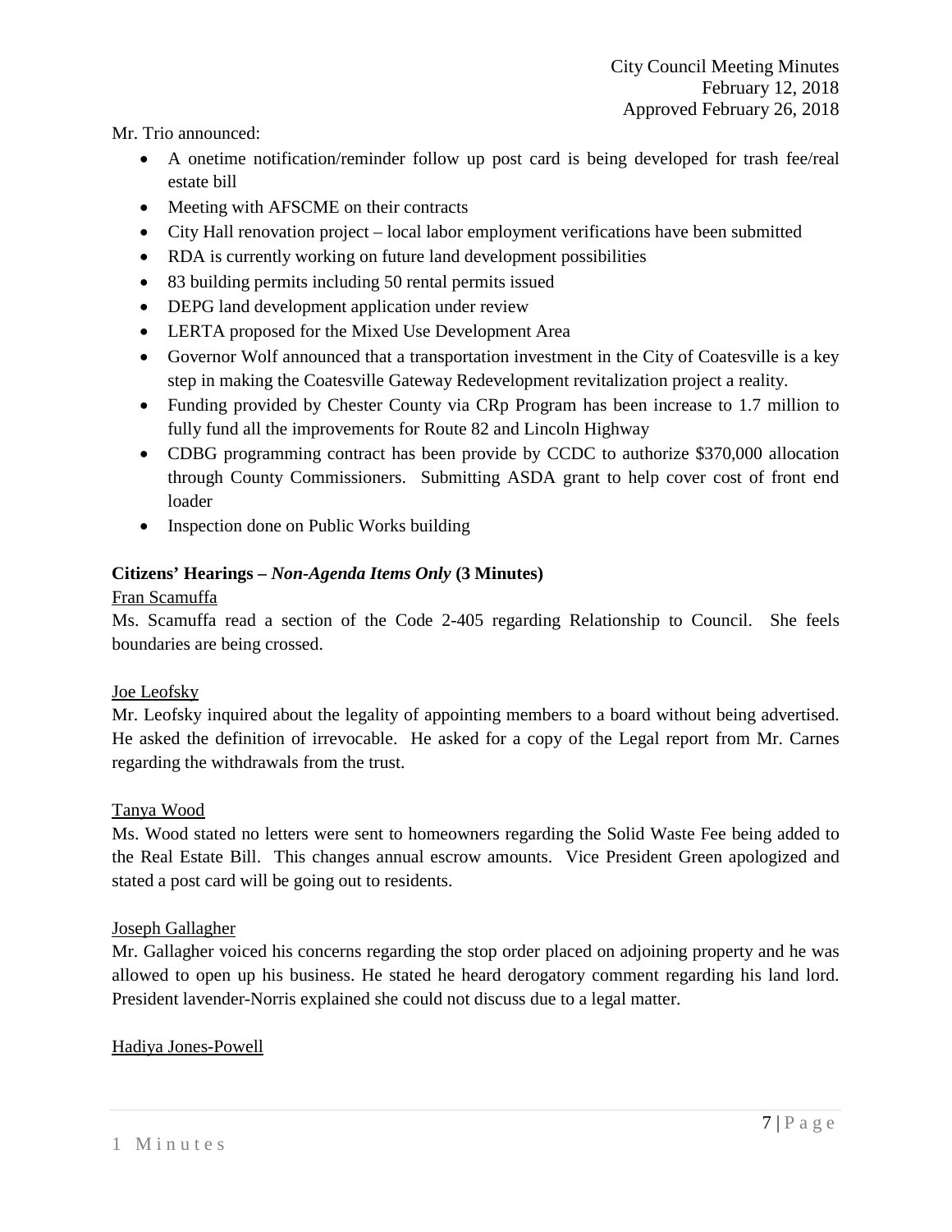Mr. Trio announced:

- A onetime notification/reminder follow up post card is being developed for trash fee/real estate bill
- Meeting with AFSCME on their contracts
- City Hall renovation project – local labor employment verifications have been submitted
- RDA is currently working on future land development possibilities
- 83 building permits including 50 rental permits issued
- DEPG land development application under review
- LERTA proposed for the Mixed Use Development Area
- Governor Wolf announced that a transportation investment in the City of Coatesville is a key step in making the Coatesville Gateway Redevelopment revitalization project a reality.
- Funding provided by Chester County via CRp Program has been increase to 1.7 million to fully fund all the improvements for Route 82 and Lincoln Highway
- CDBG programming contract has been provide by CCDC to authorize $370,000 allocation through County Commissioners. Submitting ASDA grant to help cover cost of front end loader
- Inspection done on Public Works building

**Citizens' Hearings –** ***Non-Agenda Items Only*** **(3 Minutes)**

Fran Scamuffa
Ms. Scamuffa read a section of the Code 2-405 regarding Relationship to Council. She feels boundaries are being crossed.

Joe Leofsky
Mr. Leofsky inquired about the legality of appointing members to a board without being advertised. He asked the definition of irrevocable. He asked for a copy of the Legal report from Mr. Carnes regarding the withdrawals from the trust.

Tanya Wood
Ms. Wood stated no letters were sent to homeowners regarding the Solid Waste Fee being added to the Real Estate Bill. This changes annual escrow amounts. Vice President Green apologized and stated a post card will be going out to residents.

Joseph Gallagher
Mr. Gallagher voiced his concerns regarding the stop order placed on adjoining property and he was allowed to open up his business. He stated he heard derogatory comment regarding his land lord. President lavender-Norris explained she could not discuss due to a legal matter.

Hadiya Jones-Powell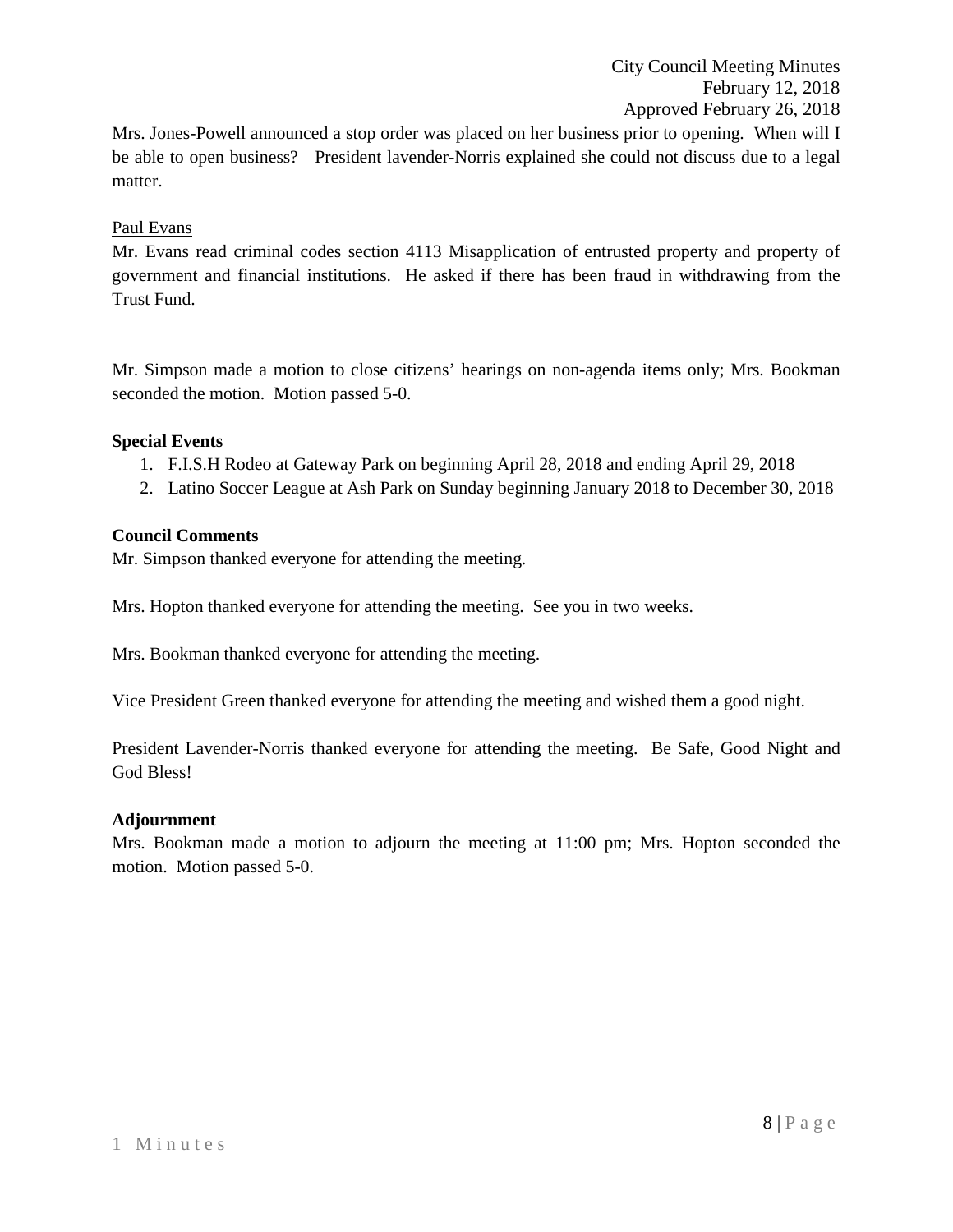Mrs. Jones-Powell announced a stop order was placed on her business prior to opening. When will I be able to open business? President lavender-Norris explained she could not discuss due to a legal matter.

Paul Evans

Mr. Evans read criminal codes section 4113 Misapplication of entrusted property and property of government and financial institutions. He asked if there has been fraud in withdrawing from the Trust Fund.

Mr. Simpson made a motion to close citizens' hearings on non-agenda items only; Mrs. Bookman seconded the motion. Motion passed 5-0.

**Special Events**

1. F.I.S.H Rodeo at Gateway Park on beginning April 28, 2018 and ending April 29, 2018
2. Latino Soccer League at Ash Park on Sunday beginning January 2018 to December 30, 2018

**Council Comments**

Mr. Simpson thanked everyone for attending the meeting.

Mrs. Hopton thanked everyone for attending the meeting. See you in two weeks.

Mrs. Bookman thanked everyone for attending the meeting.

Vice President Green thanked everyone for attending the meeting and wished them a good night.

President Lavender-Norris thanked everyone for attending the meeting. Be Safe, Good Night and God Bless!

**Adjournment**

Mrs. Bookman made a motion to adjourn the meeting at 11:00 pm; Mrs. Hopton seconded the motion. Motion passed 5-0.